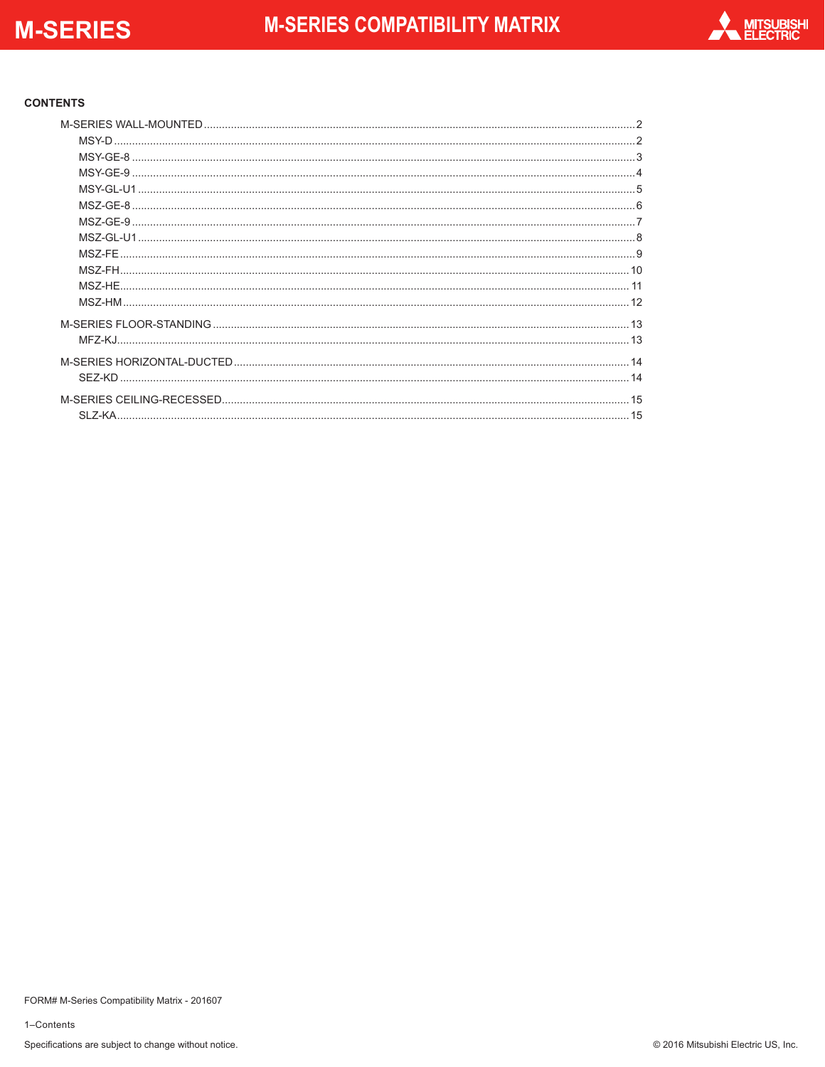# M-SERIES COMPATIBILITY MATRIX

## CONTENTS

- M-SERIES WALL-MOUNTED ........ 2
  - MSY-D ........ 2
  - MSY-GE-8 ........ 3
  - MSY-GE-9 ........ 4
  - MSY-GL-U1 ........ 5
  - MSZ-GE-8 ........ 6
  - MSZ-GE-9 ........ 7
  - MSZ-GL-U1 ........ 8
  - MSZ-FE ........ 9
  - MSZ-FH ........ 10
  - MSZ-HE ........ 11
  - MSZ-HM ........ 12
- M-SERIES FLOOR-STANDING ........ 13
  - MFZ-KJ ........ 13
- M-SERIES HORIZONTAL-DUCTED ........ 14
  - SEZ-KD ........ 14
- M-SERIES CEILING-RECESSED ........ 15
  - SLZ-KA ........ 15

FORM# M-Series Compatibility Matrix - 201607

Specifications are subject to change without notice.

© 2016 Mitsubishi Electric US, Inc.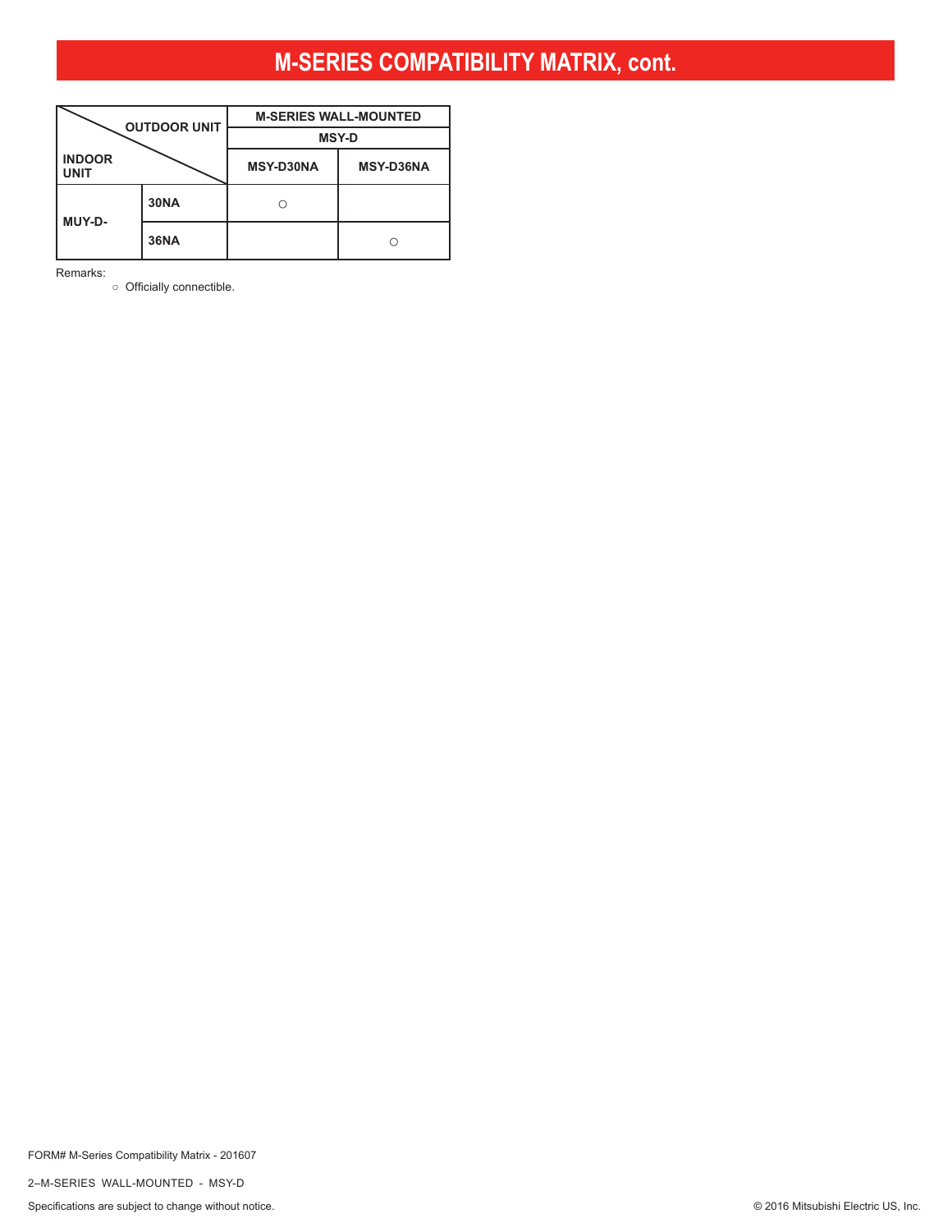# M-SERIES COMPATIBILITY MATRIX, cont.

| OUTDOOR UNIT / INDOOR UNIT | | M-SERIES WALL-MOUNTED | |
|---|---|---|---|
| | | MSY-D | |
| | | MSY-D30NA | MSY-D36NA |
| MUY-D- | 30NA | ○ | |
| | 36NA | | ○ |

Remarks:

○ Officially connectible.

FORM# M-Series Compatibility Matrix - 201607

2–M-SERIES WALL-MOUNTED - MSY-D

Specifications are subject to change without notice.

© 2016 Mitsubishi Electric US, Inc.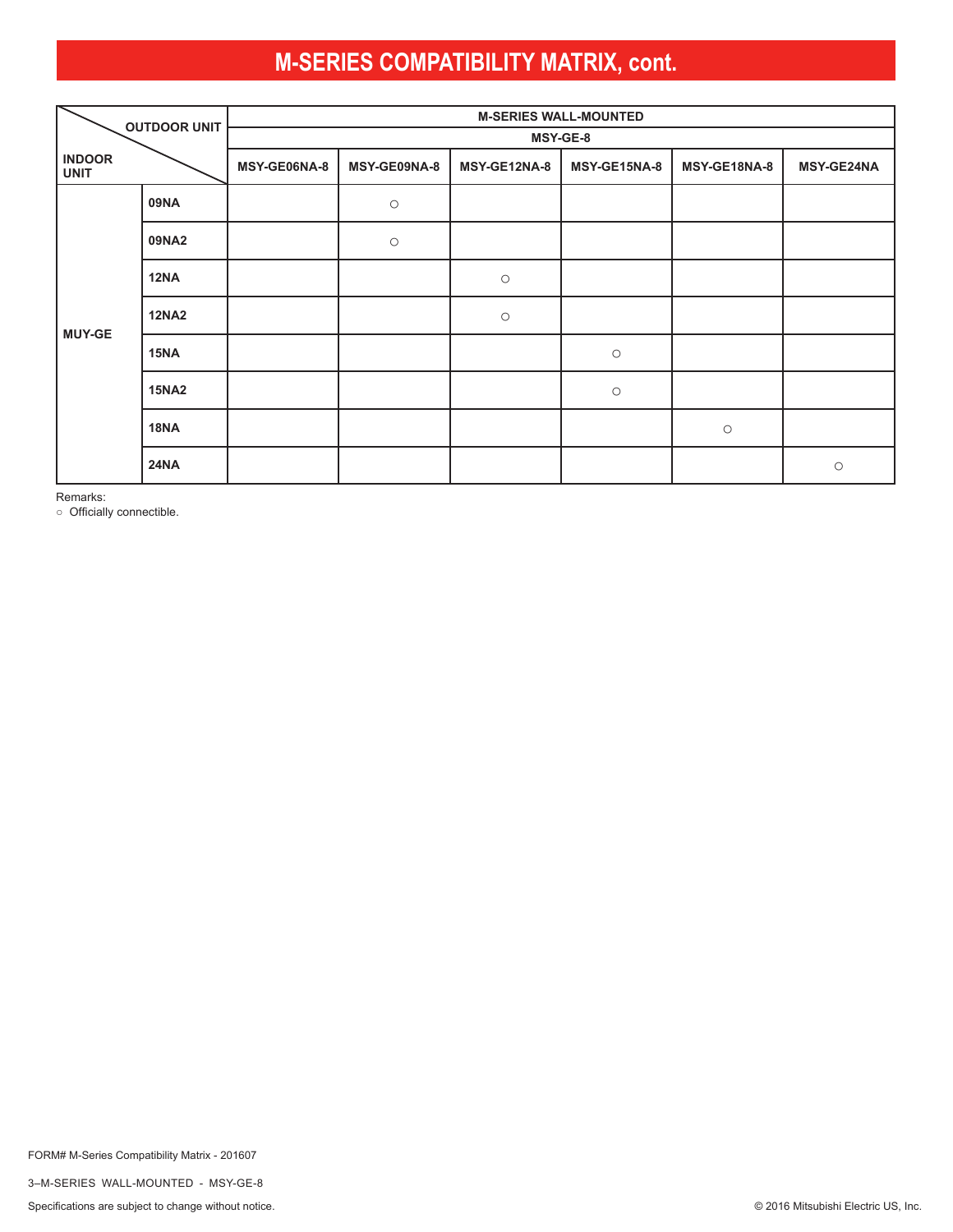# M-SERIES COMPATIBILITY MATRIX, cont.

| INDOOR UNIT \ OUTDOOR UNIT | | M-SERIES WALL-MOUNTED | | | | | |
|---|---|---|---|---|---|---|---|
| | | MSY-GE-8 | | | | | |
| | | MSY-GE06NA-8 | MSY-GE09NA-8 | MSY-GE12NA-8 | MSY-GE15NA-8 | MSY-GE18NA-8 | MSY-GE24NA |
| MUY-GE | 09NA | | ○ | | | | |
| | 09NA2 | | ○ | | | | |
| | 12NA | | | ○ | | | |
| | 12NA2 | | | ○ | | | |
| | 15NA | | | | ○ | | |
| | 15NA2 | | | | ○ | | |
| | 18NA | | | | | ○ | |
| | 24NA | | | | | | ○ |

Remarks:
○ Officially connectible.

FORM# M-Series Compatibility Matrix - 201607

3–M-SERIES WALL-MOUNTED - MSY-GE-8

Specifications are subject to change without notice.

© 2016 Mitsubishi Electric US, Inc.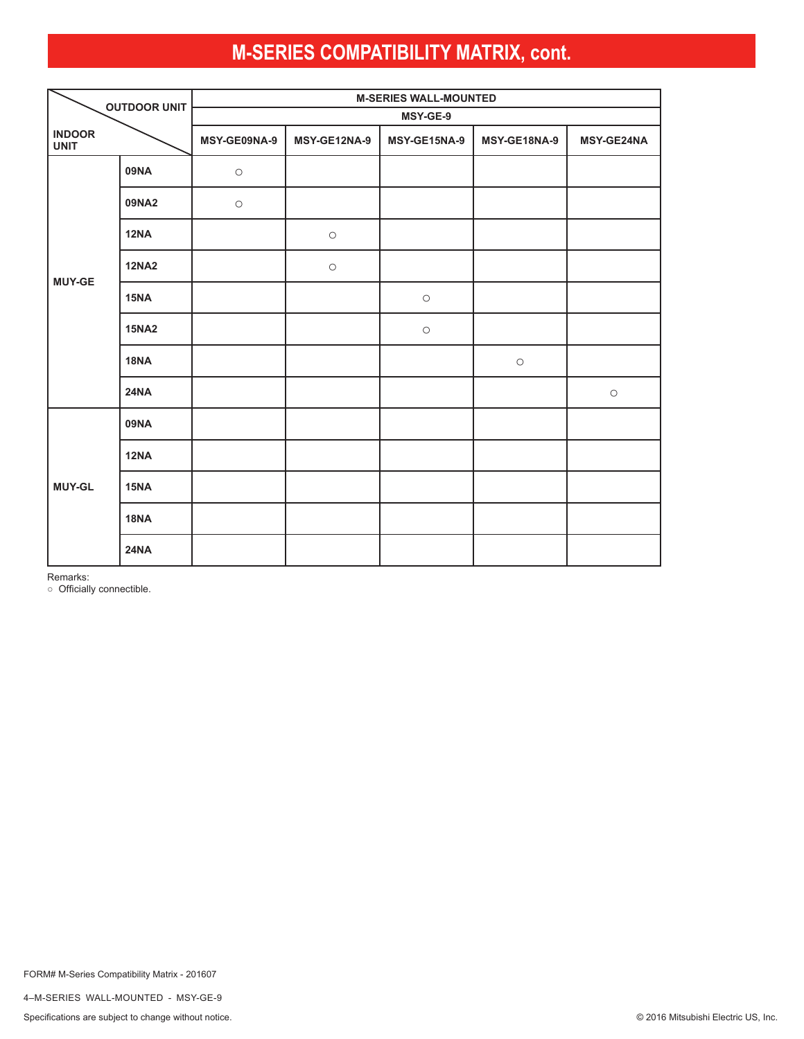# M-SERIES COMPATIBILITY MATRIX, cont.

| INDOOR UNIT \ OUTDOOR UNIT | | M-SERIES WALL-MOUNTED | | | | |
|---|---|---|---|---|---|---|
| | | MSY-GE-9 | | | | |
| | | MSY-GE09NA-9 | MSY-GE12NA-9 | MSY-GE15NA-9 | MSY-GE18NA-9 | MSY-GE24NA |
| MUY-GE | 09NA | ○ | | | | |
| | 09NA2 | ○ | | | | |
| | 12NA | | ○ | | | |
| | 12NA2 | | ○ | | | |
| | 15NA | | | ○ | | |
| | 15NA2 | | | ○ | | |
| | 18NA | | | | ○ | |
| | 24NA | | | | | ○ |
| MUY-GL | 09NA | | | | | |
| | 12NA | | | | | |
| | 15NA | | | | | |
| | 18NA | | | | | |
| | 24NA | | | | | |

Remarks:
○ Officially connectible.

FORM# M-Series Compatibility Matrix - 201607

4–M-SERIES WALL-MOUNTED - MSY-GE-9

Specifications are subject to change without notice.

© 2016 Mitsubishi Electric US, Inc.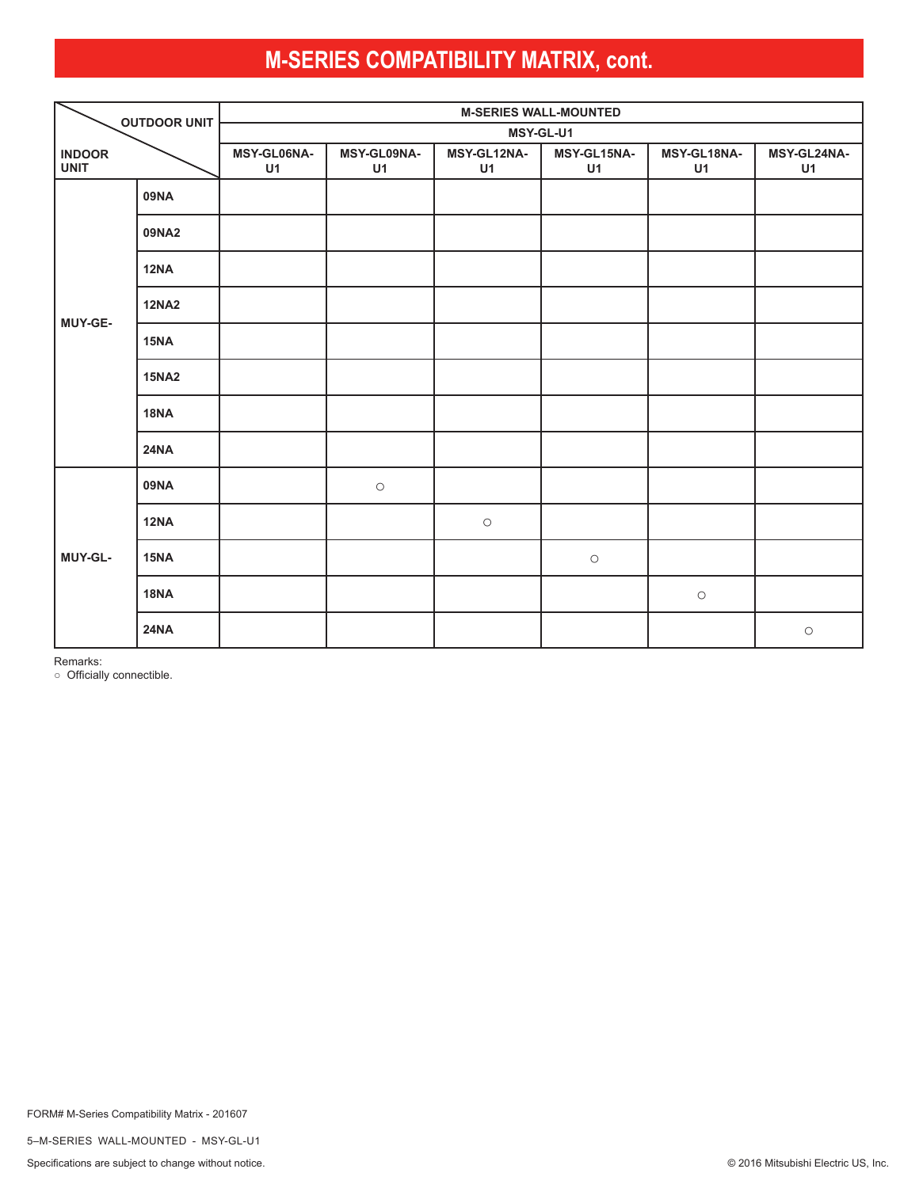# M-SERIES COMPATIBILITY MATRIX, cont.

| INDOOR UNIT \ OUTDOOR UNIT | | M-SERIES WALL-MOUNTED | | | | | |
|---|---|---|---|---|---|---|---|
| | | MSY-GL-U1 | | | | | |
| | | MSY-GL06NA-U1 | MSY-GL09NA-U1 | MSY-GL12NA-U1 | MSY-GL15NA-U1 | MSY-GL18NA-U1 | MSY-GL24NA-U1 |
| MUY-GE- | 09NA | | | | | | |
| | 09NA2 | | | | | | |
| | 12NA | | | | | | |
| | 12NA2 | | | | | | |
| | 15NA | | | | | | |
| | 15NA2 | | | | | | |
| | 18NA | | | | | | |
| | 24NA | | | | | | |
| MUY-GL- | 09NA | | ○ | | | | |
| | 12NA | | | ○ | | | |
| | 15NA | | | | ○ | | |
| | 18NA | | | | | ○ | |
| | 24NA | | | | | | ○ |

Remarks:
○ Officially connectible.

FORM# M-Series Compatibility Matrix - 201607

5–M-SERIES WALL-MOUNTED - MSY-GL-U1

Specifications are subject to change without notice.

© 2016 Mitsubishi Electric US, Inc.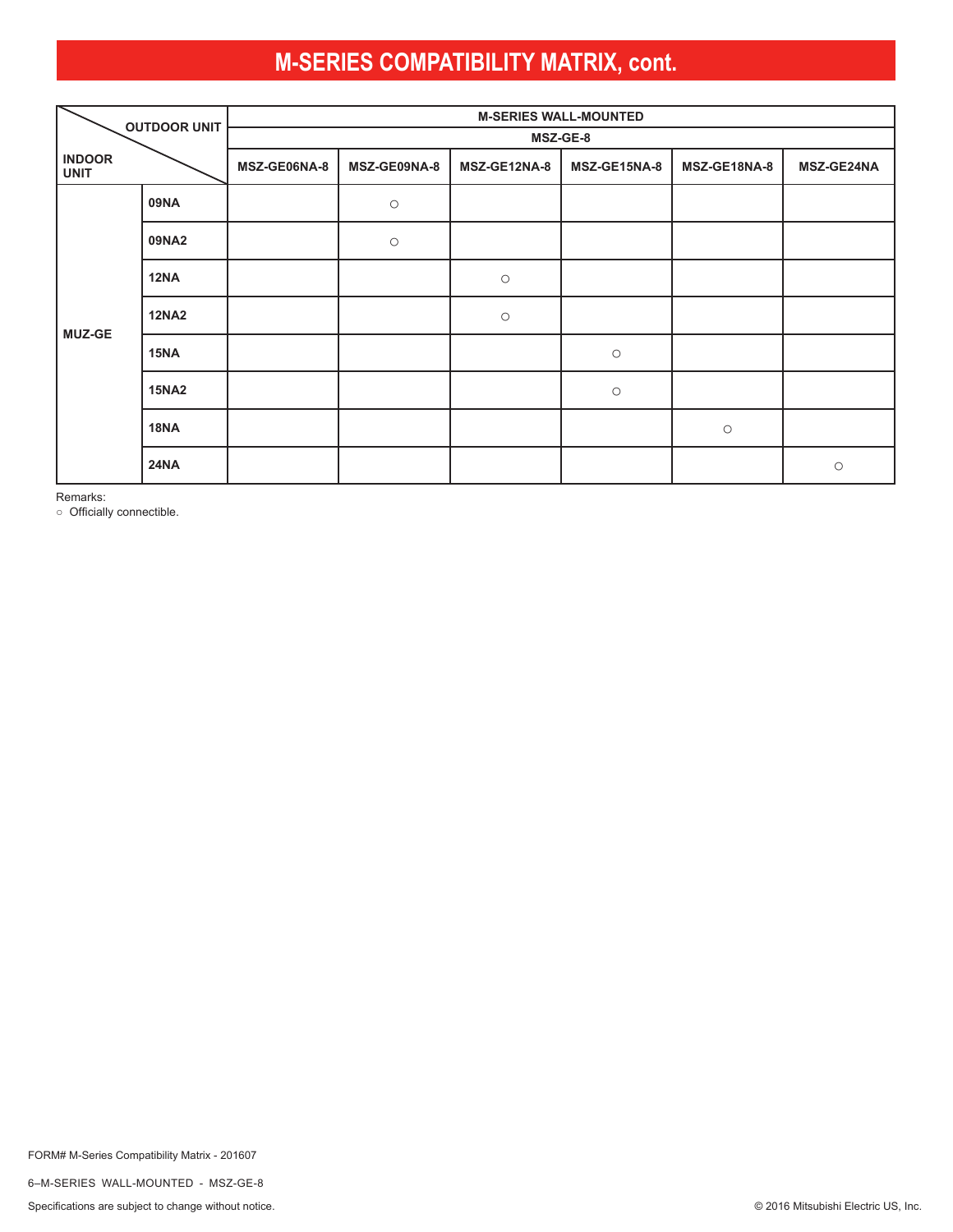# M-SERIES COMPATIBILITY MATRIX, cont.

| INDOOR UNIT \ OUTDOOR UNIT | | M-SERIES WALL-MOUNTED | | | | | |
|---|---|---|---|---|---|---|---|
| | | MSZ-GE-8 | | | | | |
| | | MSZ-GE06NA-8 | MSZ-GE09NA-8 | MSZ-GE12NA-8 | MSZ-GE15NA-8 | MSZ-GE18NA-8 | MSZ-GE24NA |
| MUZ-GE | 09NA | | ○ | | | | |
| | 09NA2 | | ○ | | | | |
| | 12NA | | | ○ | | | |
| | 12NA2 | | | ○ | | | |
| | 15NA | | | | ○ | | |
| | 15NA2 | | | | ○ | | |
| | 18NA | | | | | ○ | |
| | 24NA | | | | | | ○ |

Remarks:
○ Officially connectible.

FORM# M-Series Compatibility Matrix - 201607

6–M-SERIES WALL-MOUNTED - MSZ-GE-8

Specifications are subject to change without notice.

© 2016 Mitsubishi Electric US, Inc.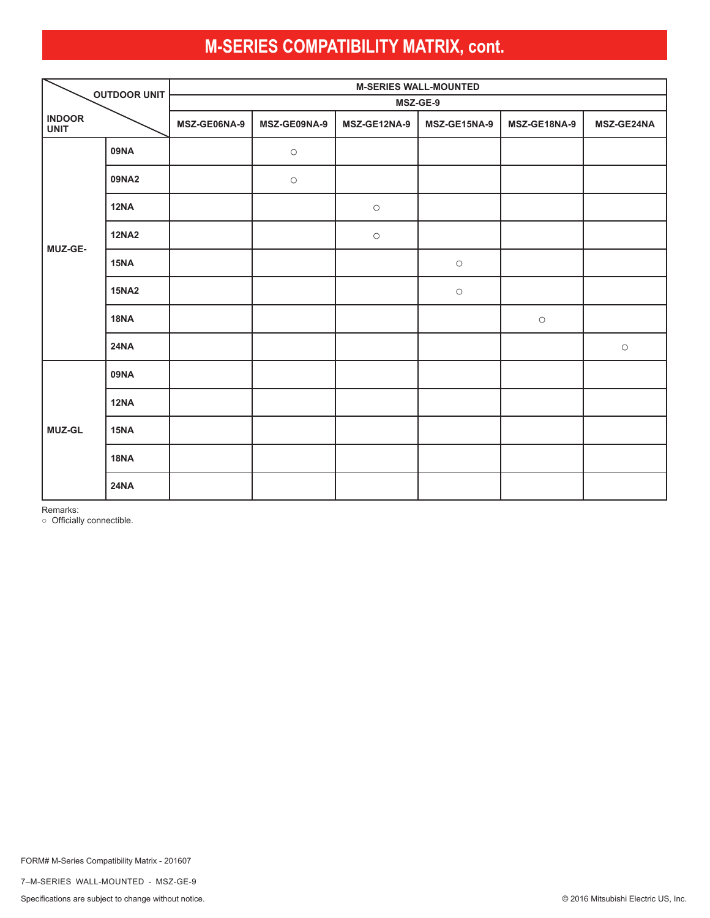# M-SERIES COMPATIBILITY MATRIX, cont.

| INDOOR UNIT / OUTDOOR UNIT | | M-SERIES WALL-MOUNTED | | | | | |
|---|---|---|---|---|---|---|---|
| | | MSZ-GE-9 | | | | | |
| | | MSZ-GE06NA-9 | MSZ-GE09NA-9 | MSZ-GE12NA-9 | MSZ-GE15NA-9 | MSZ-GE18NA-9 | MSZ-GE24NA |
| MUZ-GE- | 09NA | | ○ | | | | |
| | 09NA2 | | ○ | | | | |
| | 12NA | | | ○ | | | |
| | 12NA2 | | | ○ | | | |
| | 15NA | | | | ○ | | |
| | 15NA2 | | | | ○ | | |
| | 18NA | | | | | ○ | |
| | 24NA | | | | | | ○ |
| MUZ-GL | 09NA | | | | | | |
| | 12NA | | | | | | |
| | 15NA | | | | | | |
| | 18NA | | | | | | |
| | 24NA | | | | | | |

Remarks:
○ Officially connectible.

FORM# M-Series Compatibility Matrix - 201607

7–M-SERIES WALL-MOUNTED - MSZ-GE-9

Specifications are subject to change without notice.

© 2016 Mitsubishi Electric US, Inc.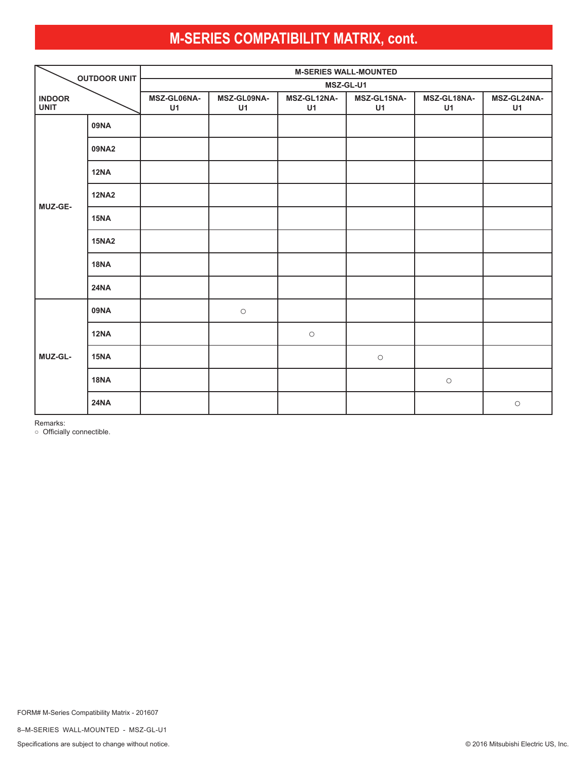# M-SERIES COMPATIBILITY MATRIX, cont.

| INDOOR UNIT \ OUTDOOR UNIT | | M-SERIES WALL-MOUNTED | | | | | |
|---|---|---|---|---|---|---|---|
| | | MSZ-GL-U1 | | | | | |
| | | MSZ-GL06NA-U1 | MSZ-GL09NA-U1 | MSZ-GL12NA-U1 | MSZ-GL15NA-U1 | MSZ-GL18NA-U1 | MSZ-GL24NA-U1 |
| MUZ-GE- | 09NA | | | | | | |
| | 09NA2 | | | | | | |
| | 12NA | | | | | | |
| | 12NA2 | | | | | | |
| | 15NA | | | | | | |
| | 15NA2 | | | | | | |
| | 18NA | | | | | | |
| | 24NA | | | | | | |
| MUZ-GL- | 09NA | | ○ | | | | |
| | 12NA | | | ○ | | | |
| | 15NA | | | | ○ | | |
| | 18NA | | | | | ○ | |
| | 24NA | | | | | | ○ |

Remarks:
○ Officially connectible.

FORM# M-Series Compatibility Matrix - 201607

8–M-SERIES WALL-MOUNTED - MSZ-GL-U1

Specifications are subject to change without notice.

© 2016 Mitsubishi Electric US, Inc.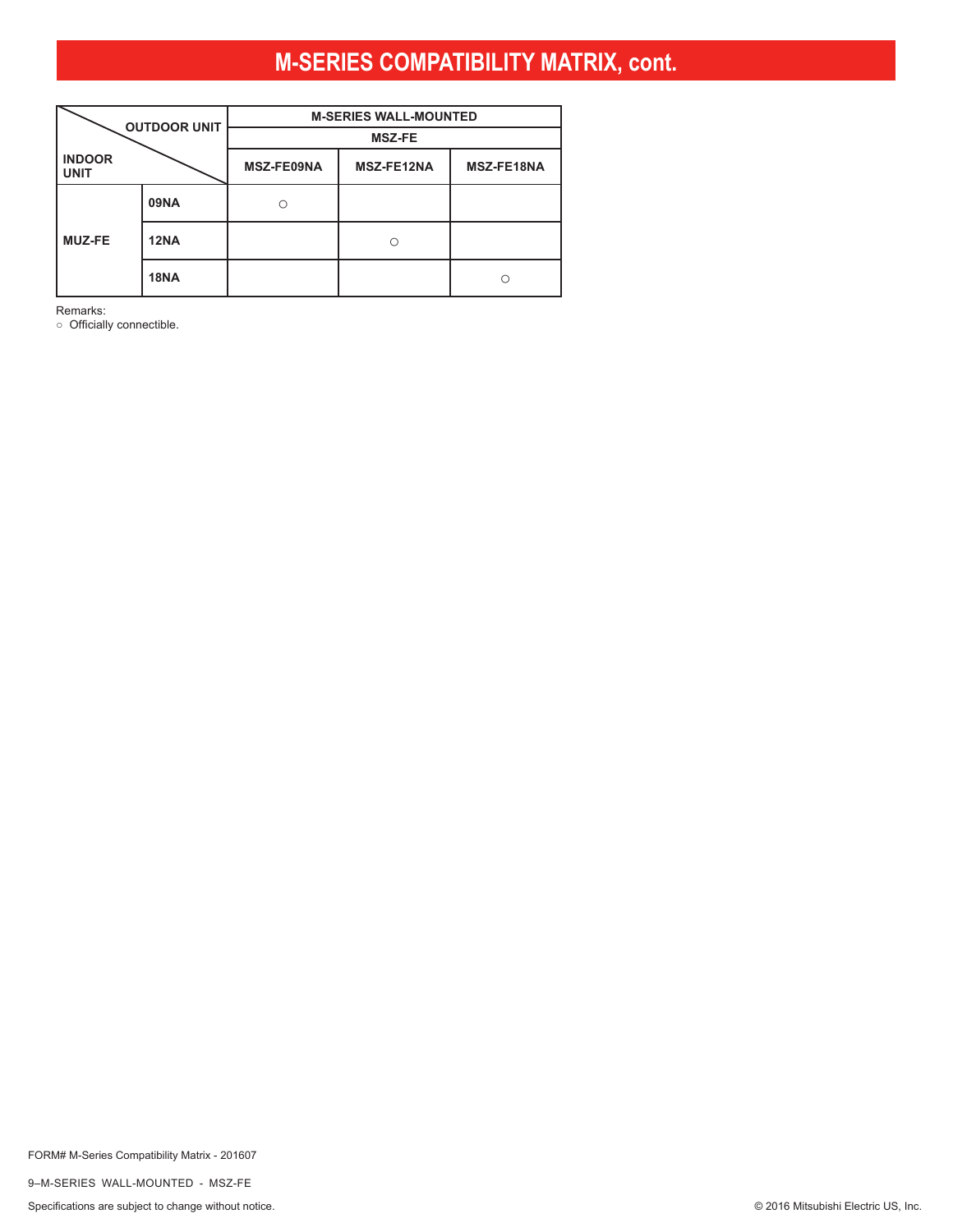# M-SERIES COMPATIBILITY MATRIX, cont.

| OUTDOOR UNIT / INDOOR UNIT | | M-SERIES WALL-MOUNTED | | |
|---|---|---|---|---|
| | | MSZ-FE | | |
| | | MSZ-FE09NA | MSZ-FE12NA | MSZ-FE18NA |
| MUZ-FE | 09NA | ○ | | |
| | 12NA | | ○ | |
| | 18NA | | | ○ |

Remarks:
○ Officially connectible.

FORM# M-Series Compatibility Matrix - 201607

9–M-SERIES WALL-MOUNTED - MSZ-FE

Specifications are subject to change without notice.

© 2016 Mitsubishi Electric US, Inc.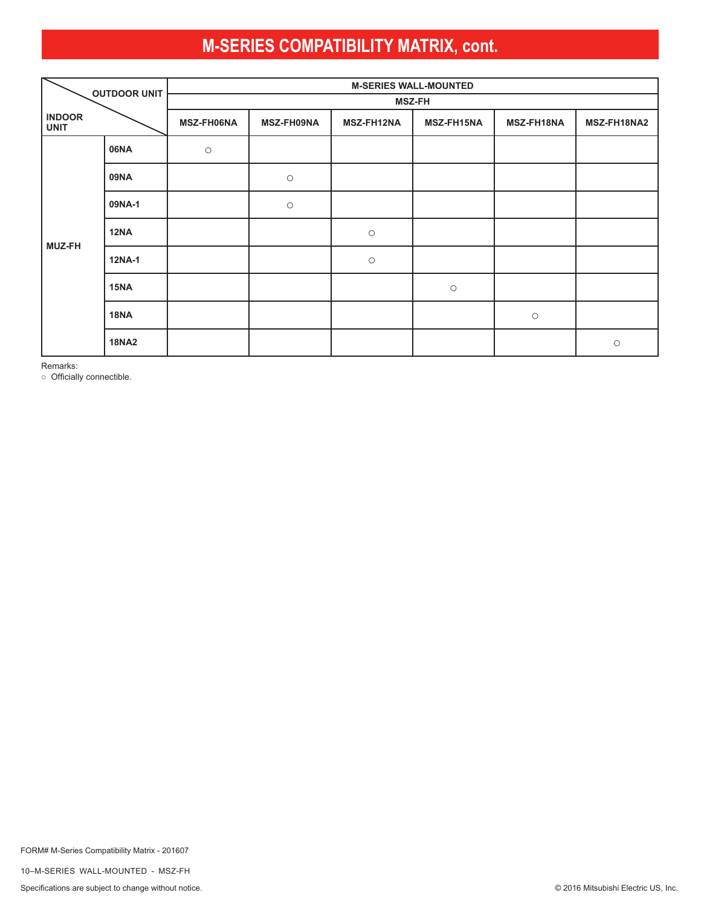# M-SERIES COMPATIBILITY MATRIX, cont.

| OUTDOOR UNIT / INDOOR UNIT | | M-SERIES WALL-MOUNTED | | | | | |
|---|---|---|---|---|---|---|---|
| | | MSZ-FH | | | | | |
| | | MSZ-FH06NA | MSZ-FH09NA | MSZ-FH12NA | MSZ-FH15NA | MSZ-FH18NA | MSZ-FH18NA2 |
| MUZ-FH | 06NA | ○ | | | | | |
| | 09NA | | ○ | | | | |
| | 09NA-1 | | ○ | | | | |
| | 12NA | | | ○ | | | |
| | 12NA-1 | | | ○ | | | |
| | 15NA | | | | ○ | | |
| | 18NA | | | | | ○ | |
| | 18NA2 | | | | | | ○ |

Remarks:
○ Officially connectible.

FORM# M-Series Compatibility Matrix - 201607

10–M-SERIES WALL-MOUNTED - MSZ-FH

Specifications are subject to change without notice.

© 2016 Mitsubishi Electric US, Inc.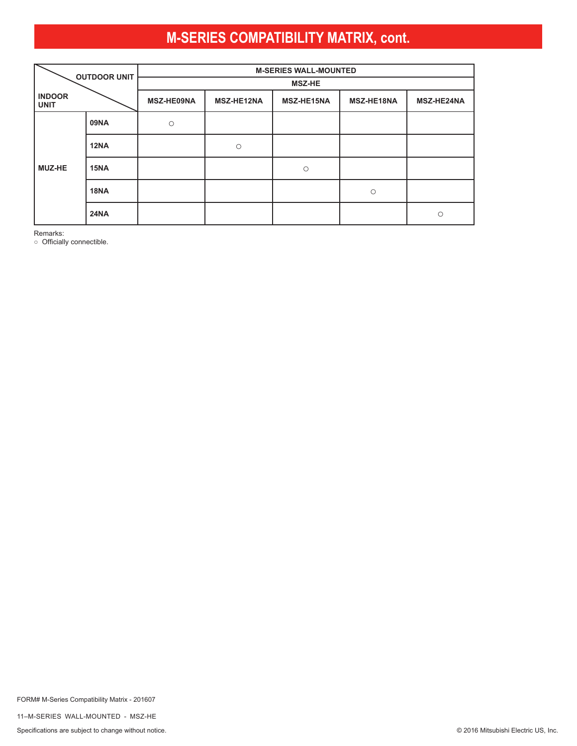# M-SERIES COMPATIBILITY MATRIX, cont.

| INDOOR UNIT \ OUTDOOR UNIT | | M-SERIES WALL-MOUNTED | | | | |
|---|---|---|---|---|---|---|
| | | MSZ-HE | | | | |
| | | MSZ-HE09NA | MSZ-HE12NA | MSZ-HE15NA | MSZ-HE18NA | MSZ-HE24NA |
| MUZ-HE | 09NA | ○ | | | | |
| | 12NA | | ○ | | | |
| | 15NA | | | ○ | | |
| | 18NA | | | | ○ | |
| | 24NA | | | | | ○ |

Remarks:
○ Officially connectible.

FORM# M-Series Compatibility Matrix - 201607

11–M-SERIES WALL-MOUNTED - MSZ-HE

Specifications are subject to change without notice.

© 2016 Mitsubishi Electric US, Inc.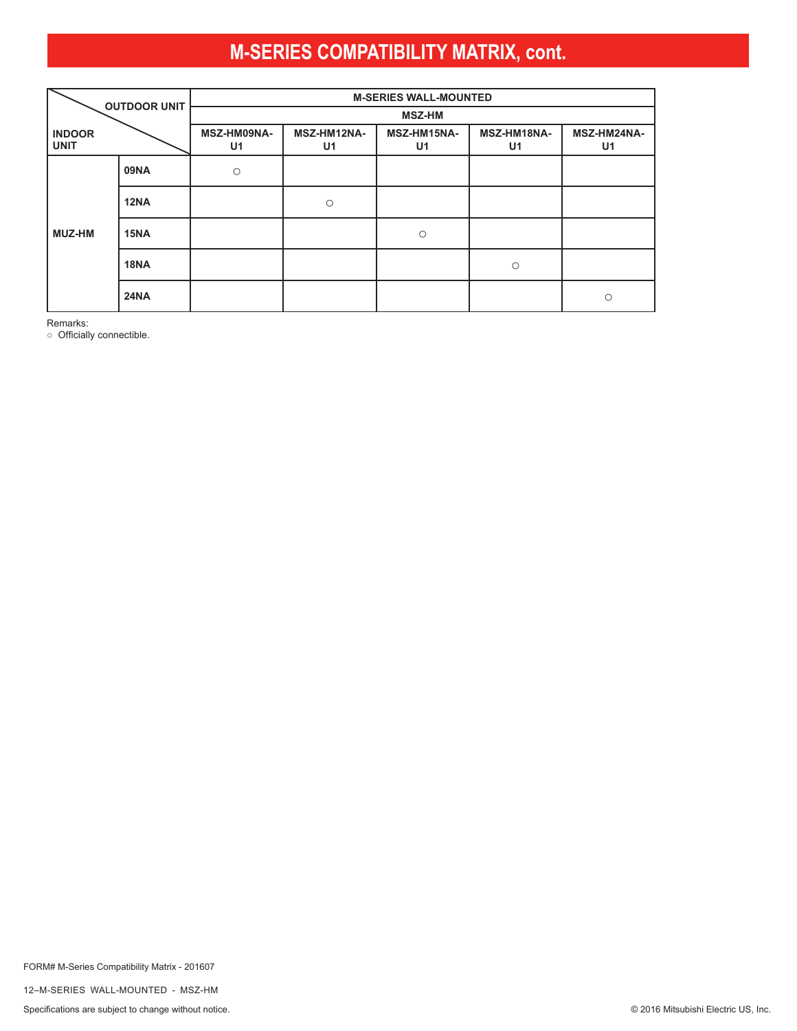# M-SERIES COMPATIBILITY MATRIX, cont.

| INDOOR UNIT \ OUTDOOR UNIT | | M-SERIES WALL-MOUNTED | | | | |
|---|---|---|---|---|---|---|
| | | MSZ-HM | | | | |
| | | MSZ-HM09NA-U1 | MSZ-HM12NA-U1 | MSZ-HM15NA-U1 | MSZ-HM18NA-U1 | MSZ-HM24NA-U1 |
| MUZ-HM | 09NA | ○ | | | | |
| | 12NA | | ○ | | | |
| | 15NA | | | ○ | | |
| | 18NA | | | | ○ | |
| | 24NA | | | | | ○ |

Remarks:
○ Officially connectible.

FORM# M-Series Compatibility Matrix - 201607

Specifications are subject to change without notice.

© 2016 Mitsubishi Electric US, Inc.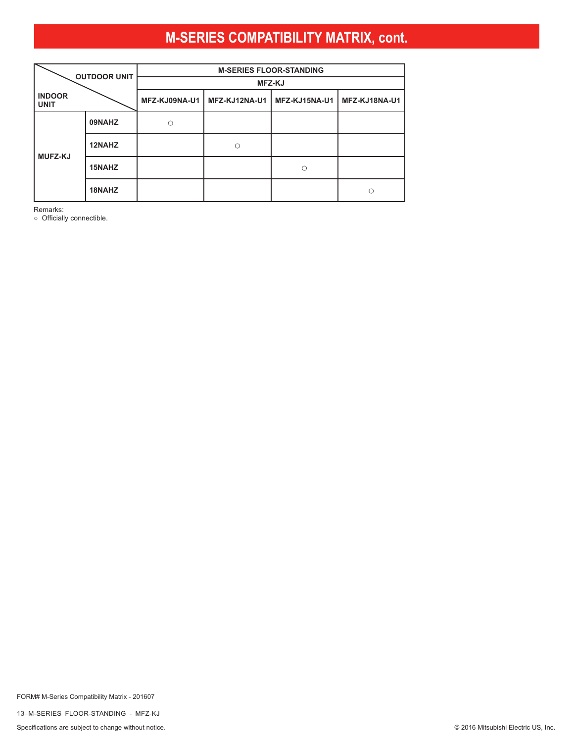# M-SERIES COMPATIBILITY MATRIX, cont.

| INDOOR UNIT \ OUTDOOR UNIT | | M-SERIES FLOOR-STANDING MFZ-KJ | | | |
|---|---|---|---|---|---|
| | | MFZ-KJ09NA-U1 | MFZ-KJ12NA-U1 | MFZ-KJ15NA-U1 | MFZ-KJ18NA-U1 |
| MUFZ-KJ | 09NAHZ | ○ | | | |
| | 12NAHZ | | ○ | | |
| | 15NAHZ | | | ○ | |
| | 18NAHZ | | | | ○ |

Remarks:
○ Officially connectible.

FORM# M-Series Compatibility Matrix - 201607

13–M-SERIES FLOOR-STANDING - MFZ-KJ

Specifications are subject to change without notice.

© 2016 Mitsubishi Electric US, Inc.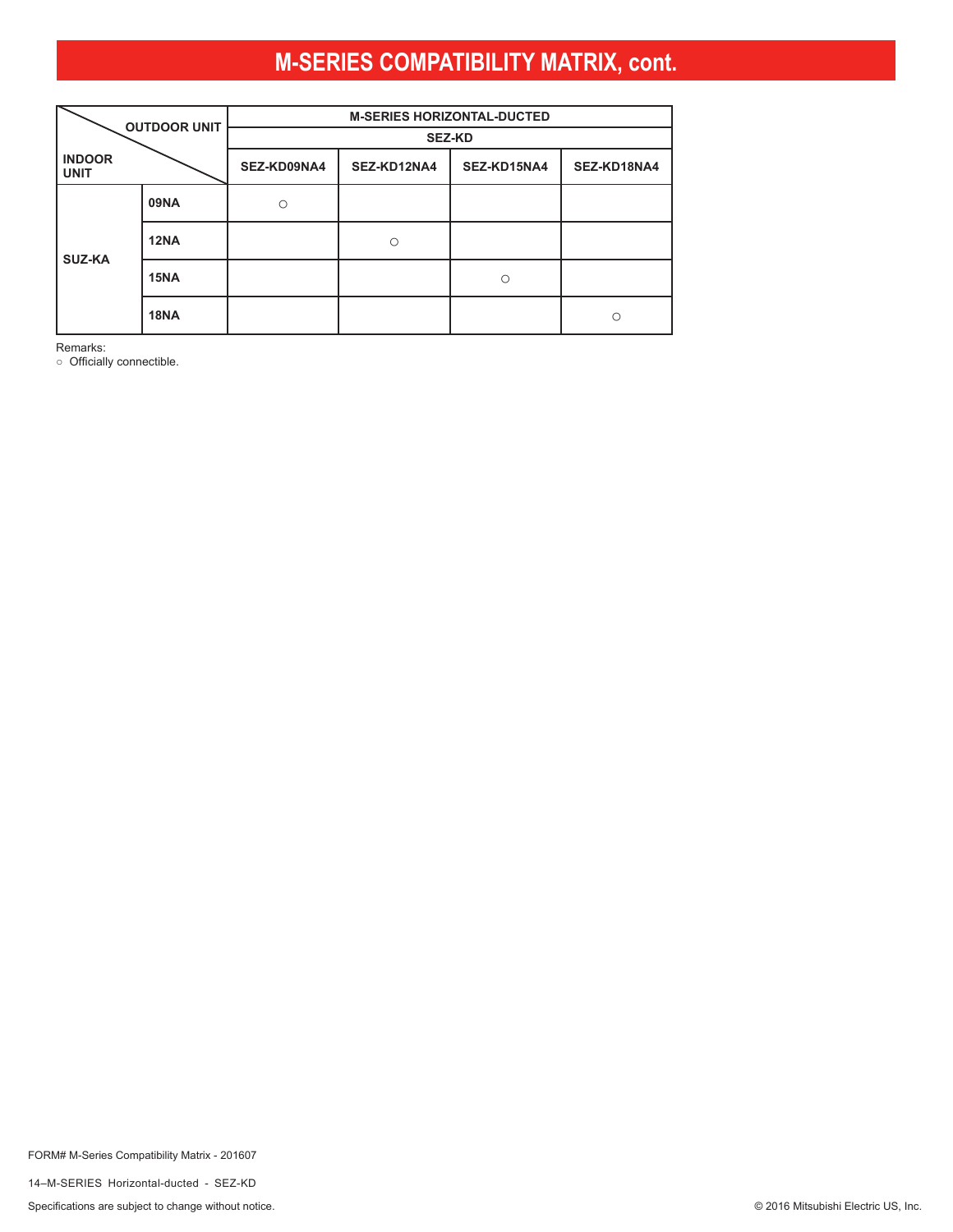# M-SERIES COMPATIBILITY MATRIX, cont.

| OUTDOOR UNIT / INDOOR UNIT | | M-SERIES HORIZONTAL-DUCTED | | | |
|---|---|---|---|---|---|
| | | SEZ-KD | | | |
| | | SEZ-KD09NA4 | SEZ-KD12NA4 | SEZ-KD15NA4 | SEZ-KD18NA4 |
| SUZ-KA | 09NA | ○ | | | |
| | 12NA | | ○ | | |
| | 15NA | | | ○ | |
| | 18NA | | | | ○ |

Remarks:
○ Officially connectible.

FORM# M-Series Compatibility Matrix - 201607

14–M-SERIES Horizontal-ducted - SEZ-KD

Specifications are subject to change without notice.

© 2016 Mitsubishi Electric US, Inc.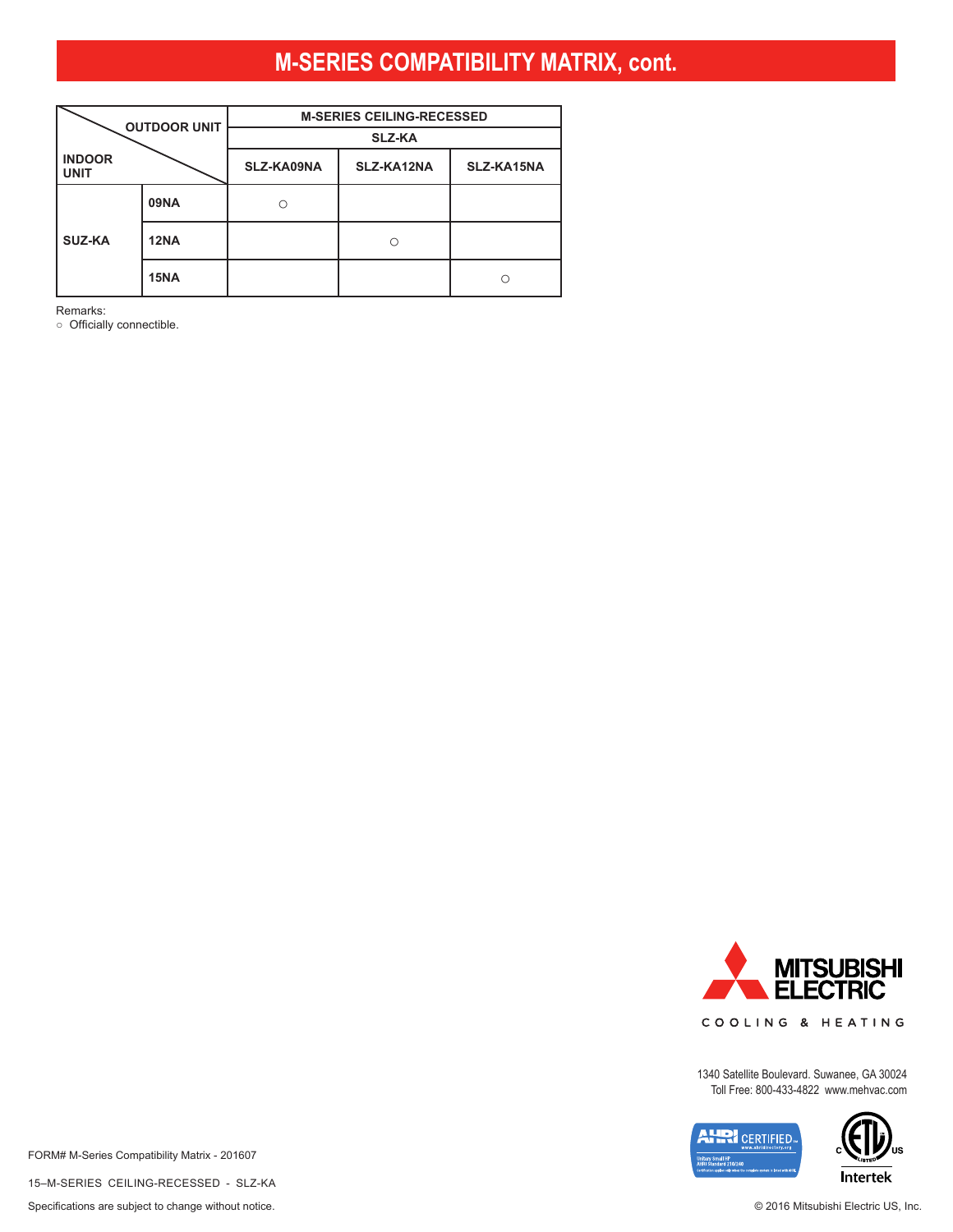# M-SERIES COMPATIBILITY MATRIX, cont.

| INDOOR UNIT \ OUTDOOR UNIT | | M-SERIES CEILING-RECESSED | | |
|---|---|---|---|---|
| | | SLZ-KA | | |
| | | SLZ-KA09NA | SLZ-KA12NA | SLZ-KA15NA |
| SUZ-KA | 09NA | ○ | | |
| | 12NA | | ○ | |
| | 15NA | | | ○ |

Remarks:
○ Officially connectible.

MITSUBISHI ELECTRIC
COOLING & HEATING

1340 Satellite Boulevard. Suwanee, GA 30024
Toll Free: 800-433-4822 www.mehvac.com

FORM# M-Series Compatibility Matrix - 201607

15–M-SERIES CEILING-RECESSED - SLZ-KA

Specifications are subject to change without notice.

© 2016 Mitsubishi Electric US, Inc.